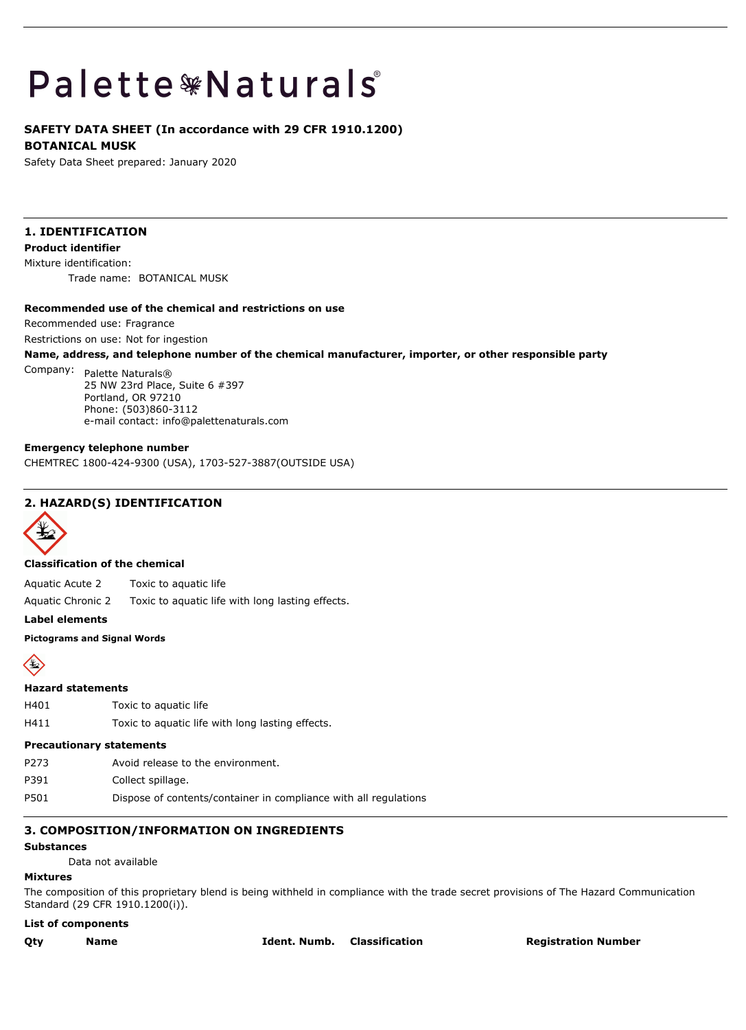# Palette Naturals®

**SAFETY DATA SHEET (In accordance with 29 CFR 1910.1200)**

**BOTANICAL MUSK**

Safety Data Sheet prepared: January 2020

## 1. IDENTIFICATION

**Product identifier**

Mixture identification:

Trade name: BOTANICAL MUSK

**Recommended use of the chemical and restrictions on use**

Recommended use: Fragrance

Restrictions on use: Not for ingestion

**Name, address, and telephone number of the chemical manufacturer, importer, or other responsible party**

Company: Palette Naturals®
25 NW 23rd Place, Suite 6 #397
Portland, OR 97210
Phone: (503)860-3112
e-mail contact: info@palettenaturals.com

**Emergency telephone number**

CHEMTREC 1800-424-9300 (USA), 1703-527-3887(OUTSIDE USA)

## 2. HAZARD(S) IDENTIFICATION

**Classification of the chemical**

| | |
|---|---|
| Aquatic Acute 2 | Toxic to aquatic life |
| Aquatic Chronic 2 | Toxic to aquatic life with long lasting effects. |

**Label elements**

**Pictograms and Signal Words**

**Hazard statements**

| | |
|---|---|
| H401 | Toxic to aquatic life |
| H411 | Toxic to aquatic life with long lasting effects. |

**Precautionary statements**

| | |
|---|---|
| P273 | Avoid release to the environment. |
| P391 | Collect spillage. |
| P501 | Dispose of contents/container in compliance with all regulations |

## 3. COMPOSITION/INFORMATION ON INGREDIENTS

**Substances**

Data not available

**Mixtures**

The composition of this proprietary blend is being withheld in compliance with the trade secret provisions of The Hazard Communication Standard (29 CFR 1910.1200(i)).

**List of components**

| Qty | Name | Ident. Numb. | Classification | Registration Number |
|---|---|---|---|---|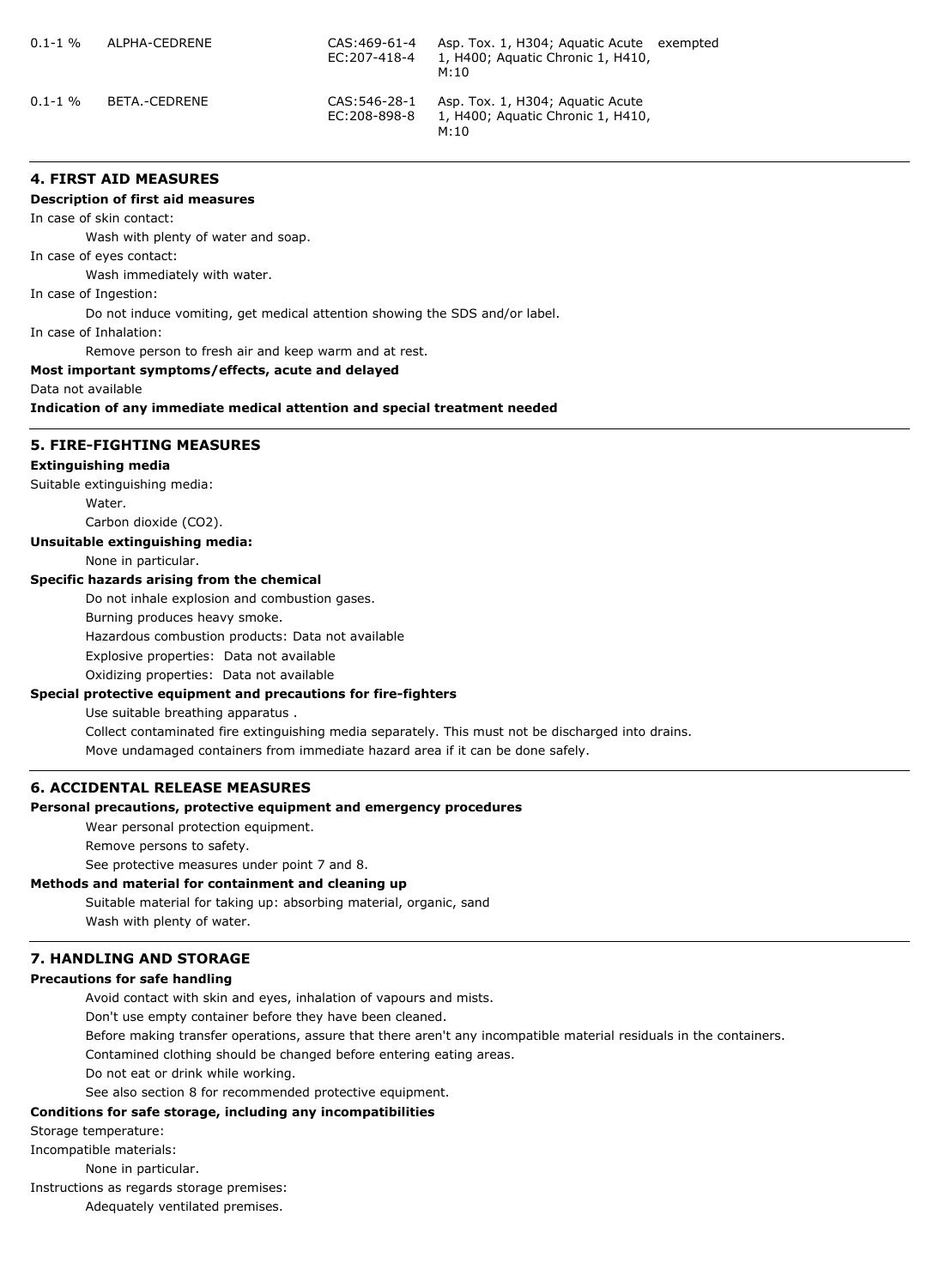| | | | | |
|---|---|---|---|---|
| 0.1-1 % | ALPHA-CEDRENE | CAS:469-61-4 EC:207-418-4 | Asp. Tox. 1, H304; Aquatic Acute 1, H400; Aquatic Chronic 1, H410, M:10 | exempted |
| 0.1-1 % | BETA.-CEDRENE | CAS:546-28-1 EC:208-898-8 | Asp. Tox. 1, H304; Aquatic Acute 1, H400; Aquatic Chronic 1, H410, M:10 | |

## 4. FIRST AID MEASURES

**Description of first aid measures**

In case of skin contact:

Wash with plenty of water and soap.

In case of eyes contact:

Wash immediately with water.

In case of Ingestion:

Do not induce vomiting, get medical attention showing the SDS and/or label.

In case of Inhalation:

Remove person to fresh air and keep warm and at rest.

**Most important symptoms/effects, acute and delayed**

Data not available

**Indication of any immediate medical attention and special treatment needed**

## 5. FIRE-FIGHTING MEASURES

**Extinguishing media**

Suitable extinguishing media:

Water.

Carbon dioxide ($CO_2$).

**Unsuitable extinguishing media:**

None in particular.

**Specific hazards arising from the chemical**

Do not inhale explosion and combustion gases.

Burning produces heavy smoke.

Hazardous combustion products: Data not available

Explosive properties: Data not available

Oxidizing properties: Data not available

**Special protective equipment and precautions for fire-fighters**

Use suitable breathing apparatus .

Collect contaminated fire extinguishing media separately. This must not be discharged into drains.

Move undamaged containers from immediate hazard area if it can be done safely.

## 6. ACCIDENTAL RELEASE MEASURES

**Personal precautions, protective equipment and emergency procedures**

Wear personal protection equipment.

Remove persons to safety.

See protective measures under point 7 and 8.

**Methods and material for containment and cleaning up**

Suitable material for taking up: absorbing material, organic, sand

Wash with plenty of water.

## 7. HANDLING AND STORAGE

**Precautions for safe handling**

Avoid contact with skin and eyes, inhalation of vapours and mists.

Don't use empty container before they have been cleaned.

Before making transfer operations, assure that there aren't any incompatible material residuals in the containers.

Contamined clothing should be changed before entering eating areas.

Do not eat or drink while working.

See also section 8 for recommended protective equipment.

**Conditions for safe storage, including any incompatibilities**

Storage temperature:

Incompatible materials:

None in particular.

Instructions as regards storage premises:

Adequately ventilated premises.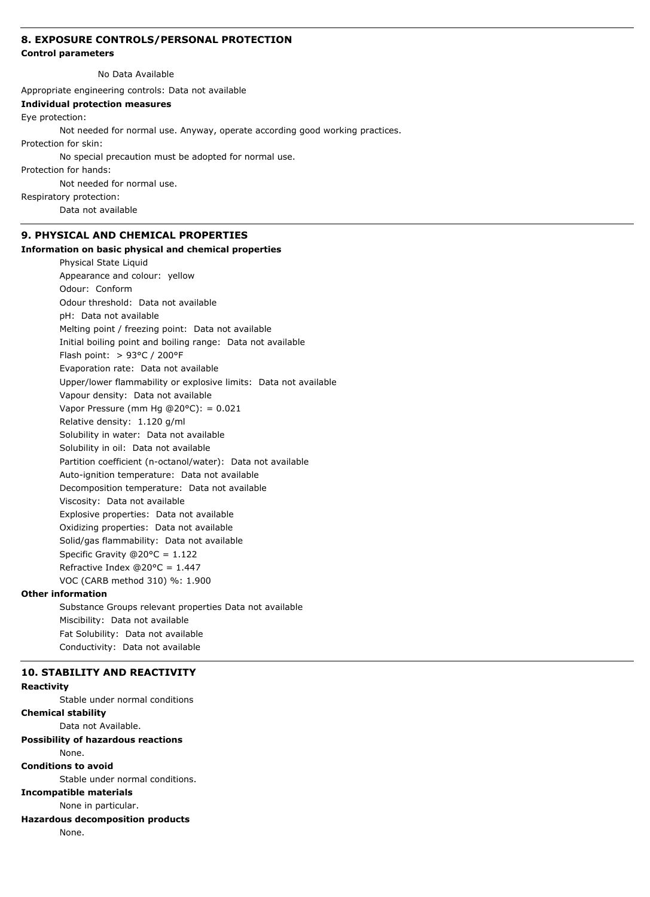## 8. EXPOSURE CONTROLS/PERSONAL PROTECTION

**Control parameters**

No Data Available

Appropriate engineering controls: Data not available

**Individual protection measures**

Eye protection:

Not needed for normal use. Anyway, operate according good working practices.

Protection for skin:

No special precaution must be adopted for normal use.

Protection for hands:

Not needed for normal use.

Respiratory protection:

Data not available

## 9. PHYSICAL AND CHEMICAL PROPERTIES

**Information on basic physical and chemical properties**

Physical State Liquid
Appearance and colour: yellow
Odour: Conform
Odour threshold: Data not available
pH: Data not available
Melting point / freezing point: Data not available
Initial boiling point and boiling range: Data not available
Flash point: > 93°C / 200°F
Evaporation rate: Data not available
Upper/lower flammability or explosive limits: Data not available
Vapour density: Data not available
Vapor Pressure (mm Hg @20°C): = 0.021
Relative density: 1.120 g/ml
Solubility in water: Data not available
Solubility in oil: Data not available
Partition coefficient (n-octanol/water): Data not available
Auto-ignition temperature: Data not available
Decomposition temperature: Data not available
Viscosity: Data not available
Explosive properties: Data not available
Oxidizing properties: Data not available
Solid/gas flammability: Data not available
Specific Gravity @20°C = 1.122
Refractive Index @20°C = 1.447
VOC (CARB method 310) %: 1.900

**Other information**

Substance Groups relevant properties Data not available
Miscibility: Data not available
Fat Solubility: Data not available
Conductivity: Data not available

## 10. STABILITY AND REACTIVITY

**Reactivity**

Stable under normal conditions

**Chemical stability**

Data not Available.

**Possibility of hazardous reactions**

None.

**Conditions to avoid**

Stable under normal conditions.

**Incompatible materials**

None in particular.

**Hazardous decomposition products**

None.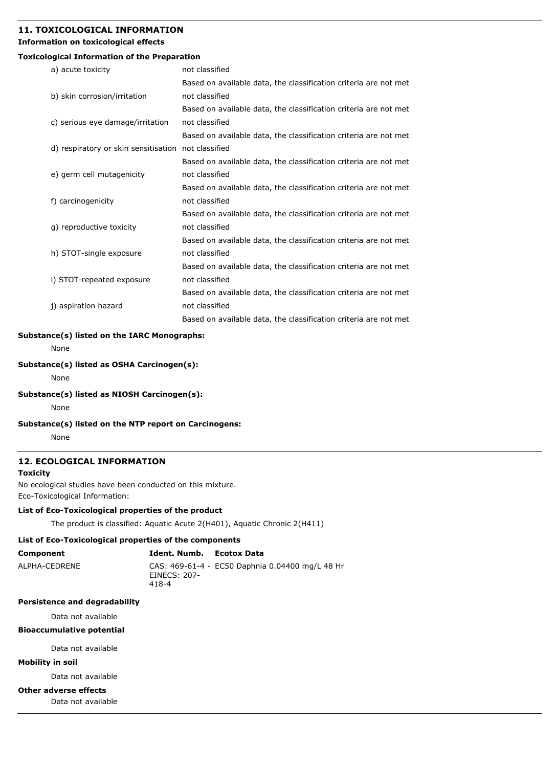## 11. TOXICOLOGICAL INFORMATION

**Information on toxicological effects**

**Toxicological Information of the Preparation**

| | |
|---|---|
| a) acute toxicity | not classified<br>Based on available data, the classification criteria are not met |
| b) skin corrosion/irritation | not classified<br>Based on available data, the classification criteria are not met |
| c) serious eye damage/irritation | not classified<br>Based on available data, the classification criteria are not met |
| d) respiratory or skin sensitisation | not classified<br>Based on available data, the classification criteria are not met |
| e) germ cell mutagenicity | not classified<br>Based on available data, the classification criteria are not met |
| f) carcinogenicity | not classified<br>Based on available data, the classification criteria are not met |
| g) reproductive toxicity | not classified<br>Based on available data, the classification criteria are not met |
| h) STOT-single exposure | not classified<br>Based on available data, the classification criteria are not met |
| i) STOT-repeated exposure | not classified<br>Based on available data, the classification criteria are not met |
| j) aspiration hazard | not classified<br>Based on available data, the classification criteria are not met |

**Substance(s) listed on the IARC Monographs:**

None

**Substance(s) listed as OSHA Carcinogen(s):**

None

**Substance(s) listed as NIOSH Carcinogen(s):**

None

**Substance(s) listed on the NTP report on Carcinogens:**

None

## 12. ECOLOGICAL INFORMATION

**Toxicity**

No ecological studies have been conducted on this mixture.
Eco-Toxicological Information:

**List of Eco-Toxicological properties of the product**

The product is classified: Aquatic Acute 2(H401), Aquatic Chronic 2(H411)

**List of Eco-Toxicological properties of the components**

| Component | Ident. Numb. | Ecotox Data |
|---|---|---|
| ALPHA-CEDRENE | CAS: 469-61-4 - EINECS: 207-418-4 | EC50 Daphnia 0.04400 mg/L 48 Hr |

**Persistence and degradability**

Data not available

**Bioaccumulative potential**

Data not available

**Mobility in soil**

Data not available

**Other adverse effects**

Data not available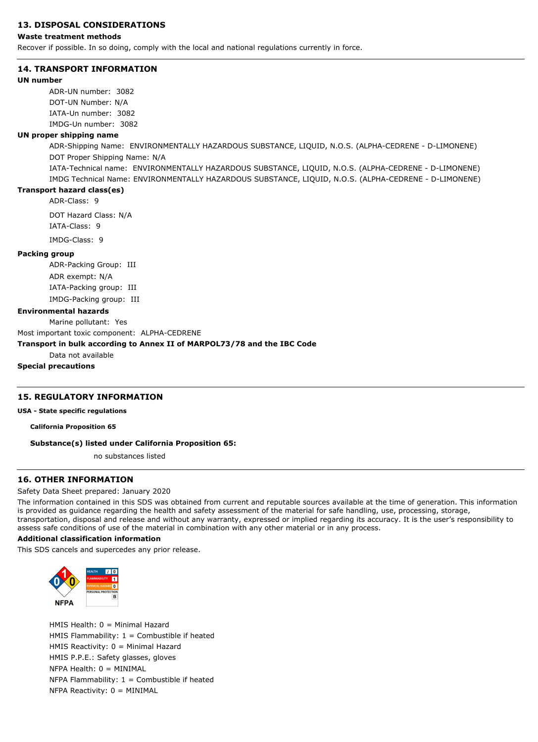## 13. DISPOSAL CONSIDERATIONS

**Waste treatment methods**

Recover if possible. In so doing, comply with the local and national regulations currently in force.

## 14. TRANSPORT INFORMATION

**UN number**

ADR-UN number: 3082
DOT-UN Number: N/A
IATA-Un number: 3082
IMDG-Un number: 3082

**UN proper shipping name**

ADR-Shipping Name: ENVIRONMENTALLY HAZARDOUS SUBSTANCE, LIQUID, N.O.S. (ALPHA-CEDRENE - D-LIMONENE)
DOT Proper Shipping Name: N/A
IATA-Technical name: ENVIRONMENTALLY HAZARDOUS SUBSTANCE, LIQUID, N.O.S. (ALPHA-CEDRENE - D-LIMONENE)
IMDG Technical Name: ENVIRONMENTALLY HAZARDOUS SUBSTANCE, LIQUID, N.O.S. (ALPHA-CEDRENE - D-LIMONENE)

**Transport hazard class(es)**

ADR-Class: 9

DOT Hazard Class: N/A
IATA-Class: 9

IMDG-Class: 9

**Packing group**

ADR-Packing Group: III
ADR exempt: N/A
IATA-Packing group: III
IMDG-Packing group: III

**Environmental hazards**

Marine pollutant: Yes

Most important toxic component: ALPHA-CEDRENE

**Transport in bulk according to Annex II of MARPOL73/78 and the IBC Code**

Data not available

**Special precautions**

## 15. REGULATORY INFORMATION

**USA - State specific regulations**

**California Proposition 65**

**Substance(s) listed under California Proposition 65:**

no substances listed

## 16. OTHER INFORMATION

Safety Data Sheet prepared: January 2020

The information contained in this SDS was obtained from current and reputable sources available at the time of generation. This information is provided as guidance regarding the health and safety assessment of the material for safe handling, use, processing, storage, transportation, disposal and release and without any warranty, expressed or implied regarding its accuracy. It is the user's responsibility to assess safe conditions of use of the material in combination with any other material or in any process.

**Additional classification information**

This SDS cancels and supercedes any prior release.

NFPA

| HEALTH | / | 0 |
|---|---|---|
| FLAMMABILITY | | 1 |
| PHYSICAL HAZARD | | 0 |
| PERSONAL PROTECTION | | B |

HMIS Health: 0 = Minimal Hazard
HMIS Flammability: 1 = Combustible if heated
HMIS Reactivity: 0 = Minimal Hazard
HMIS P.P.E.: Safety glasses, gloves
NFPA Health: 0 = MINIMAL
NFPA Flammability: 1 = Combustible if heated
NFPA Reactivity: 0 = MINIMAL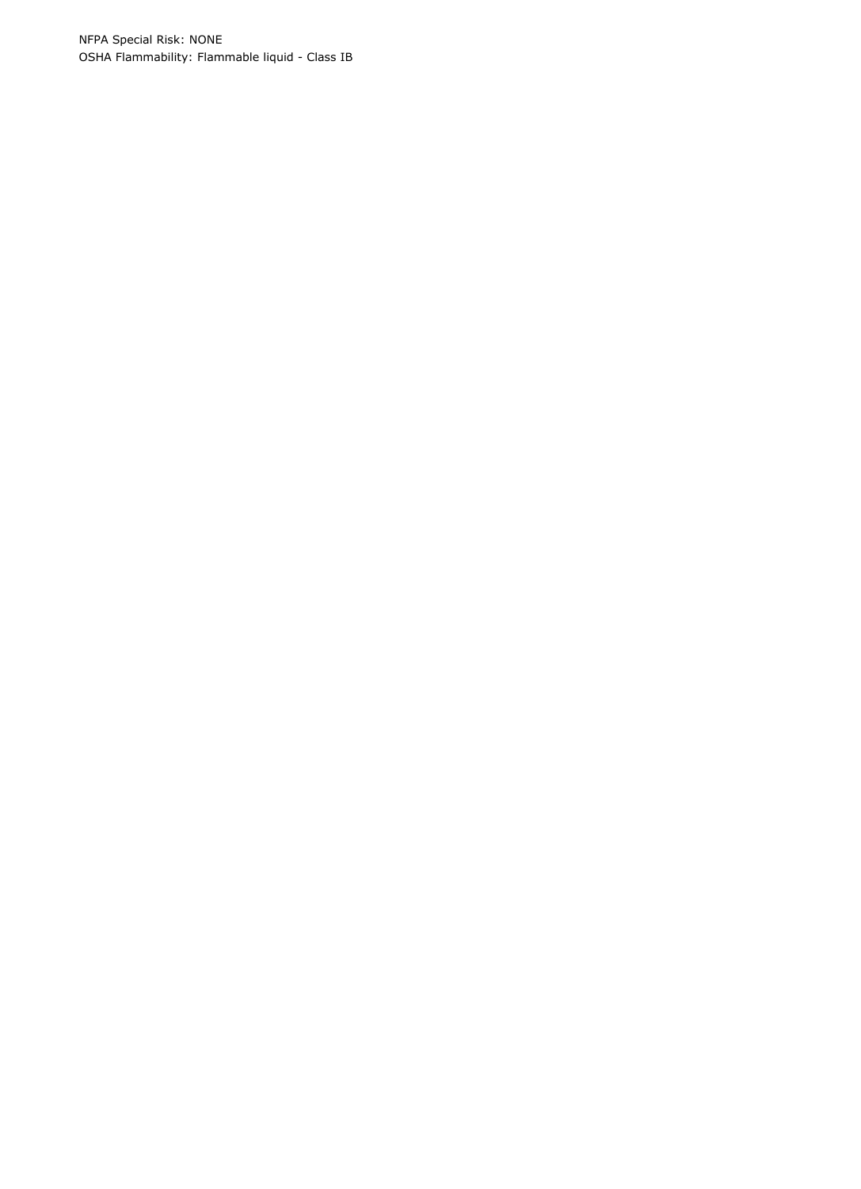NFPA Special Risk: NONE
OSHA Flammability: Flammable liquid - Class IB